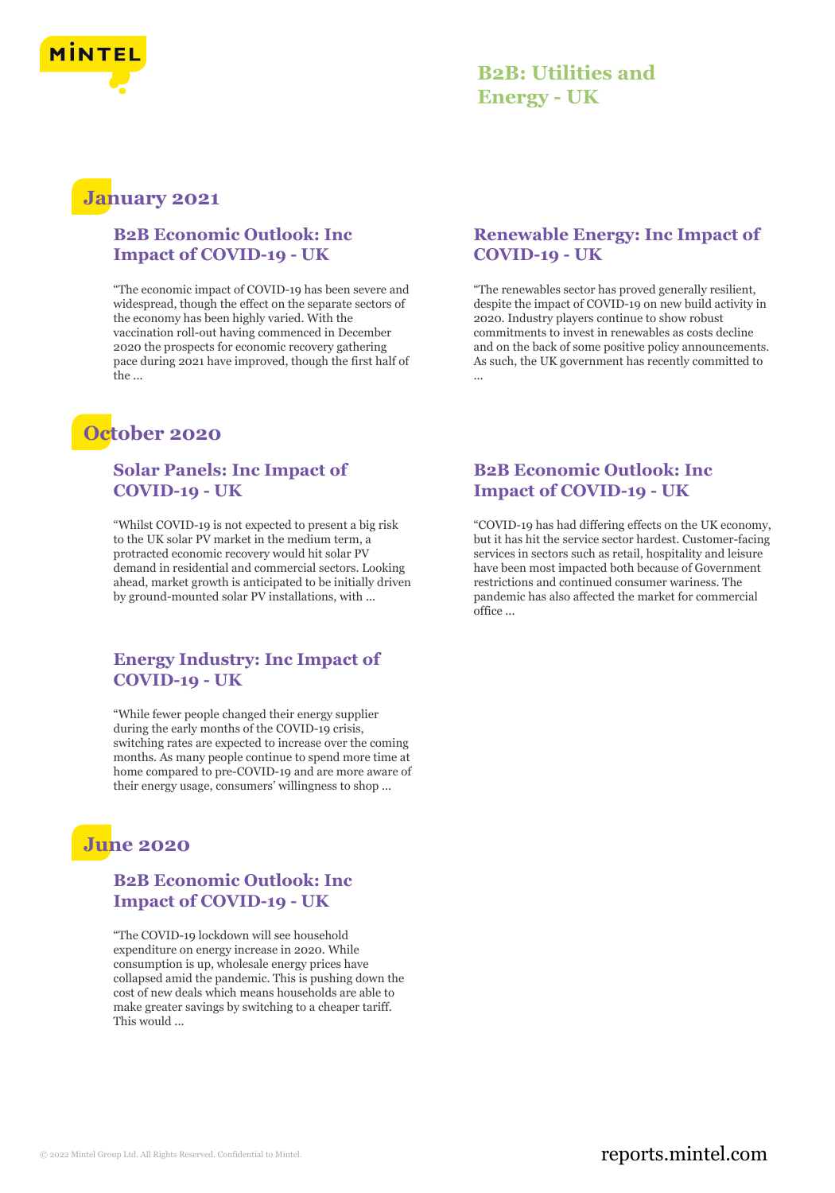# B2B: Utilities and Energy - UK

## January 2021

### B2B Economic Outlook: Inc Impact of COVID-19 - UK

“The economic impact of COVID-19 has been severe and widespread, though the effect on the separate sectors of the economy has been highly varied. With the vaccination roll-out having commenced in December 2020 the prospects for economic recovery gathering pace during 2021 have improved, though the first half of the ...

### Renewable Energy: Inc Impact of COVID-19 - UK

“The renewables sector has proved generally resilient, despite the impact of COVID-19 on new build activity in 2020. Industry players continue to show robust commitments to invest in renewables as costs decline and on the back of some positive policy announcements. As such, the UK government has recently committed to ...

## October 2020

### Solar Panels: Inc Impact of COVID-19 - UK

“Whilst COVID-19 is not expected to present a big risk to the UK solar PV market in the medium term, a protracted economic recovery would hit solar PV demand in residential and commercial sectors. Looking ahead, market growth is anticipated to be initially driven by ground-mounted solar PV installations, with ...

### B2B Economic Outlook: Inc Impact of COVID-19 - UK

“COVID-19 has had differing effects on the UK economy, but it has hit the service sector hardest. Customer-facing services in sectors such as retail, hospitality and leisure have been most impacted both because of Government restrictions and continued consumer wariness. The pandemic has also affected the market for commercial office ...

### Energy Industry: Inc Impact of COVID-19 - UK

“While fewer people changed their energy supplier during the early months of the COVID-19 crisis, switching rates are expected to increase over the coming months. As many people continue to spend more time at home compared to pre-COVID-19 and are more aware of their energy usage, consumers' willingness to shop ...

## June 2020

### B2B Economic Outlook: Inc Impact of COVID-19 - UK

“The COVID-19 lockdown will see household expenditure on energy increase in 2020. While consumption is up, wholesale energy prices have collapsed amid the pandemic. This is pushing down the cost of new deals which means households are able to make greater savings by switching to a cheaper tariff. This would ...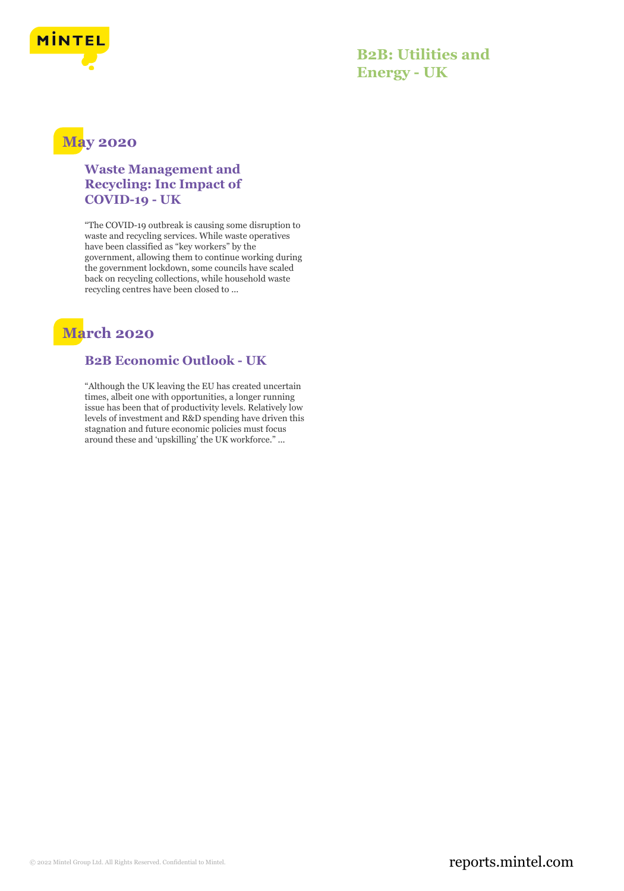# B2B: Utilities and Energy - UK

## May 2020

### Waste Management and Recycling: Inc Impact of COVID-19 - UK

"The COVID-19 outbreak is causing some disruption to waste and recycling services. While waste operatives have been classified as "key workers" by the government, allowing them to continue working during the government lockdown, some councils have scaled back on recycling collections, while household waste recycling centres have been closed to ...

## March 2020

### B2B Economic Outlook - UK

"Although the UK leaving the EU has created uncertain times, albeit one with opportunities, a longer running issue has been that of productivity levels. Relatively low levels of investment and R&D spending have driven this stagnation and future economic policies must focus around these and 'upskilling' the UK workforce." ...